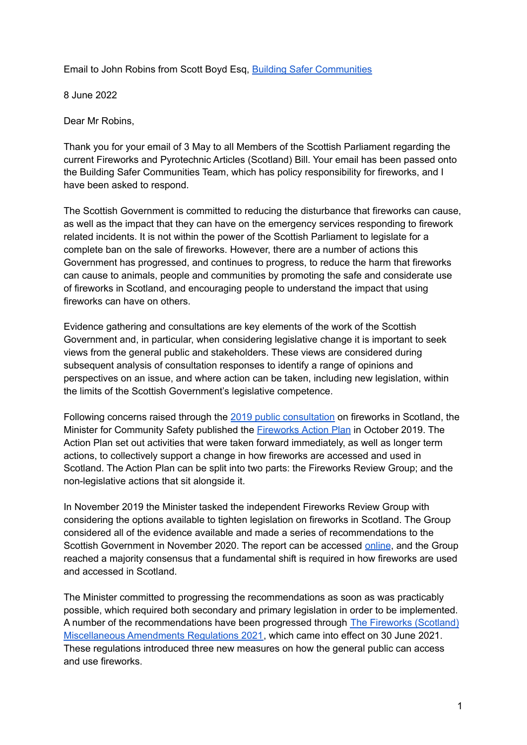Email to John Robins from Scott Boyd Esq, [Building Safer Communities]

8 June 2022

Dear Mr Robins,

Thank you for your email of 3 May to all Members of the Scottish Parliament regarding the current Fireworks and Pyrotechnic Articles (Scotland) Bill. Your email has been passed onto the Building Safer Communities Team, which has policy responsibility for fireworks, and I have been asked to respond.

The Scottish Government is committed to reducing the disturbance that fireworks can cause, as well as the impact that they can have on the emergency services responding to firework related incidents. It is not within the power of the Scottish Parliament to legislate for a complete ban on the sale of fireworks. However, there are a number of actions this Government has progressed, and continues to progress, to reduce the harm that fireworks can cause to animals, people and communities by promoting the safe and considerate use of fireworks in Scotland, and encouraging people to understand the impact that using fireworks can have on others.

Evidence gathering and consultations are key elements of the work of the Scottish Government and, in particular, when considering legislative change it is important to seek views from the general public and stakeholders. These views are considered during subsequent analysis of consultation responses to identify a range of opinions and perspectives on an issue, and where action can be taken, including new legislation, within the limits of the Scottish Government's legislative competence.

Following concerns raised through the [2019 public consultation] on fireworks in Scotland, the Minister for Community Safety published the [Fireworks Action Plan] in October 2019. The Action Plan set out activities that were taken forward immediately, as well as longer term actions, to collectively support a change in how fireworks are accessed and used in Scotland. The Action Plan can be split into two parts: the Fireworks Review Group; and the non-legislative actions that sit alongside it.

In November 2019 the Minister tasked the independent Fireworks Review Group with considering the options available to tighten legislation on fireworks in Scotland. The Group considered all of the evidence available and made a series of recommendations to the Scottish Government in November 2020. The report can be accessed [online], and the Group reached a majority consensus that a fundamental shift is required in how fireworks are used and accessed in Scotland.

The Minister committed to progressing the recommendations as soon as was practicably possible, which required both secondary and primary legislation in order to be implemented. A number of the recommendations have been progressed through [The Fireworks (Scotland) Miscellaneous Amendments Regulations 2021], which came into effect on 30 June 2021. These regulations introduced three new measures on how the general public can access and use fireworks.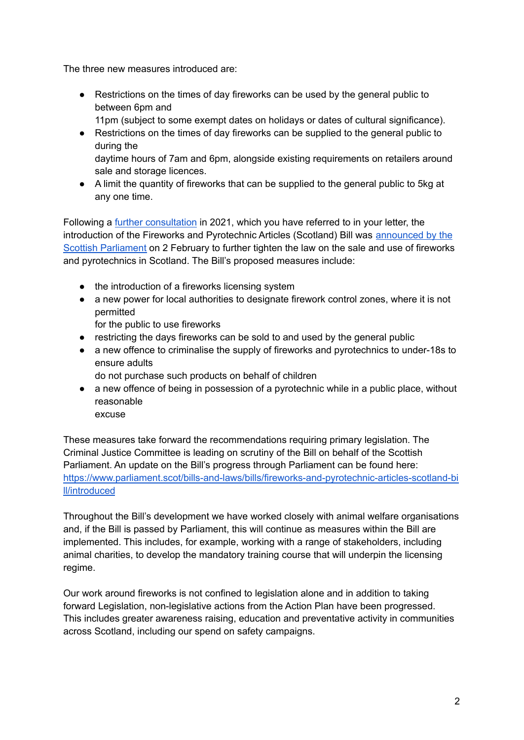The three new measures introduced are:

- Restrictions on the times of day fireworks can be used by the general public to between 6pm and 11pm (subject to some exempt dates on holidays or dates of cultural significance).
- Restrictions on the times of day fireworks can be supplied to the general public to during the daytime hours of 7am and 6pm, alongside existing requirements on retailers around sale and storage licences.
- A limit the quantity of fireworks that can be supplied to the general public to 5kg at any one time.

Following a [further consultation](#) in 2021, which you have referred to in your letter, the introduction of the Fireworks and Pyrotechnic Articles (Scotland) Bill was [announced by the Scottish Parliament](#) on 2 February to further tighten the law on the sale and use of fireworks and pyrotechnics in Scotland. The Bill's proposed measures include:

- the introduction of a fireworks licensing system
- a new power for local authorities to designate firework control zones, where it is not permitted for the public to use fireworks
- restricting the days fireworks can be sold to and used by the general public
- a new offence to criminalise the supply of fireworks and pyrotechnics to under-18s to ensure adults do not purchase such products on behalf of children
- a new offence of being in possession of a pyrotechnic while in a public place, without reasonable excuse

These measures take forward the recommendations requiring primary legislation. The Criminal Justice Committee is leading on scrutiny of the Bill on behalf of the Scottish Parliament. An update on the Bill's progress through Parliament can be found here: https://www.parliament.scot/bills-and-laws/bills/fireworks-and-pyrotechnic-articles-scotland-bill/introduced

Throughout the Bill's development we have worked closely with animal welfare organisations and, if the Bill is passed by Parliament, this will continue as measures within the Bill are implemented. This includes, for example, working with a range of stakeholders, including animal charities, to develop the mandatory training course that will underpin the licensing regime.

Our work around fireworks is not confined to legislation alone and in addition to taking forward Legislation, non-legislative actions from the Action Plan have been progressed. This includes greater awareness raising, education and preventative activity in communities across Scotland, including our spend on safety campaigns.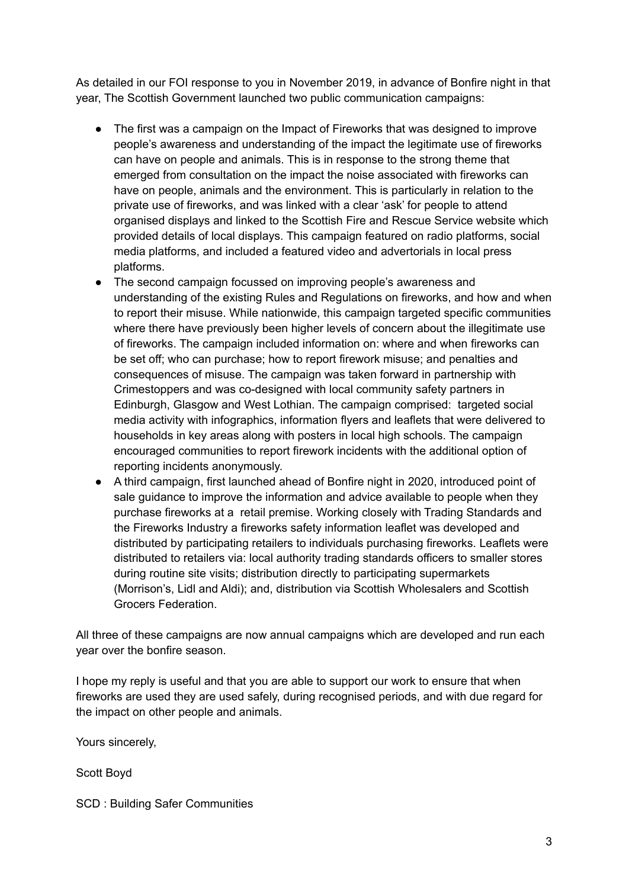As detailed in our FOI response to you in November 2019, in advance of Bonfire night in that year, The Scottish Government launched two public communication campaigns:

- The first was a campaign on the Impact of Fireworks that was designed to improve people's awareness and understanding of the impact the legitimate use of fireworks can have on people and animals. This is in response to the strong theme that emerged from consultation on the impact the noise associated with fireworks can have on people, animals and the environment. This is particularly in relation to the private use of fireworks, and was linked with a clear 'ask' for people to attend organised displays and linked to the Scottish Fire and Rescue Service website which provided details of local displays. This campaign featured on radio platforms, social media platforms, and included a featured video and advertorials in local press platforms.
- The second campaign focussed on improving people's awareness and understanding of the existing Rules and Regulations on fireworks, and how and when to report their misuse. While nationwide, this campaign targeted specific communities where there have previously been higher levels of concern about the illegitimate use of fireworks. The campaign included information on: where and when fireworks can be set off; who can purchase; how to report firework misuse; and penalties and consequences of misuse. The campaign was taken forward in partnership with Crimestoppers and was co-designed with local community safety partners in Edinburgh, Glasgow and West Lothian. The campaign comprised: targeted social media activity with infographics, information flyers and leaflets that were delivered to households in key areas along with posters in local high schools. The campaign encouraged communities to report firework incidents with the additional option of reporting incidents anonymously.
- A third campaign, first launched ahead of Bonfire night in 2020, introduced point of sale guidance to improve the information and advice available to people when they purchase fireworks at a retail premise. Working closely with Trading Standards and the Fireworks Industry a fireworks safety information leaflet was developed and distributed by participating retailers to individuals purchasing fireworks. Leaflets were distributed to retailers via: local authority trading standards officers to smaller stores during routine site visits; distribution directly to participating supermarkets (Morrison's, Lidl and Aldi); and, distribution via Scottish Wholesalers and Scottish Grocers Federation.

All three of these campaigns are now annual campaigns which are developed and run each year over the bonfire season.

I hope my reply is useful and that you are able to support our work to ensure that when fireworks are used they are used safely, during recognised periods, and with due regard for the impact on other people and animals.

Yours sincerely,

Scott Boyd

SCD : Building Safer Communities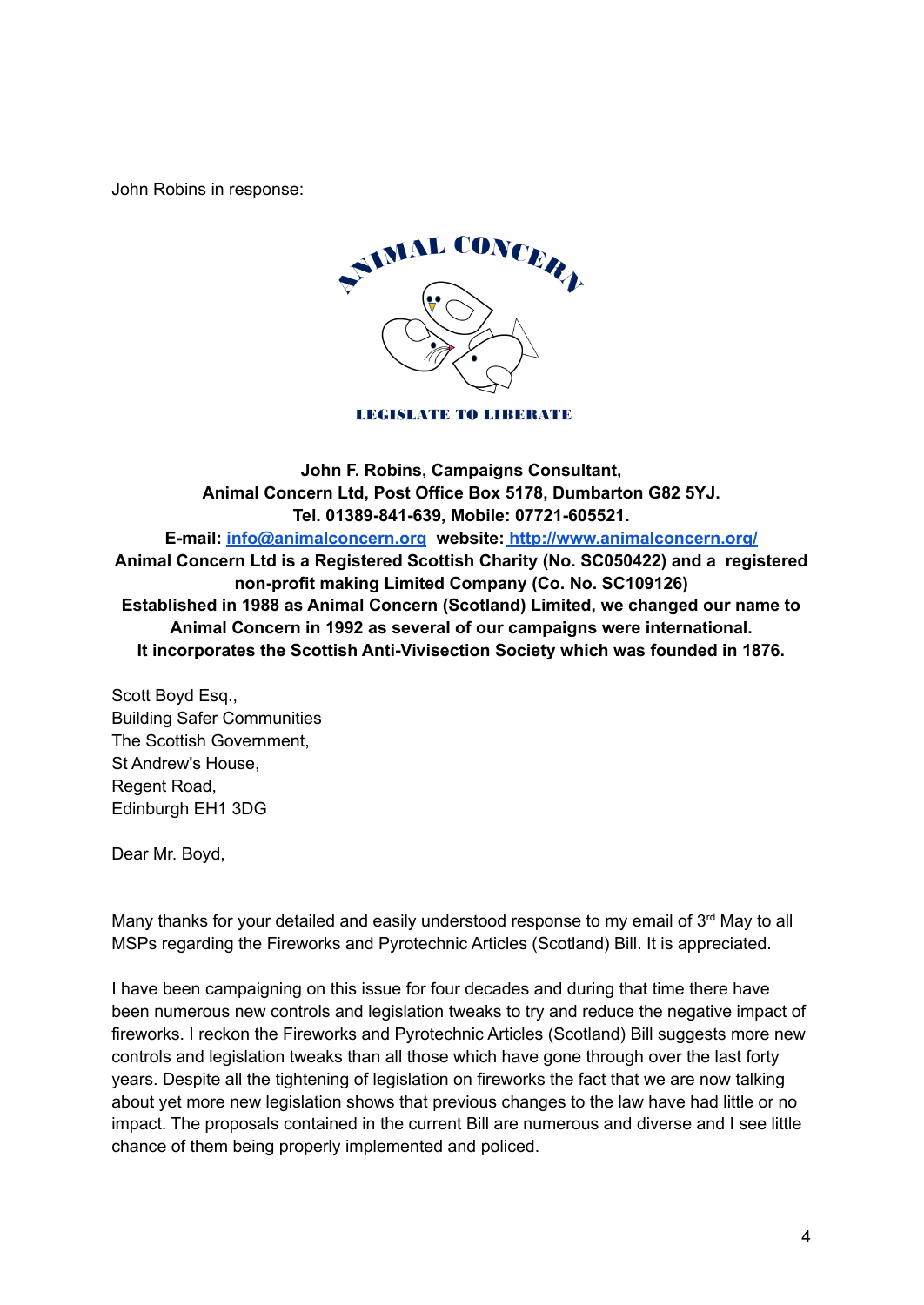John Robins in response:

ANIMAL CONCERN

LEGISLATE TO LIBERATE

**John F. Robins, Campaigns Consultant,**
**Animal Concern Ltd, Post Office Box 5178, Dumbarton G82 5YJ.**
**Tel. 01389-841-639, Mobile: 07721-605521.**
**E-mail: [info@animalconcern.org](mailto:info@animalconcern.org) website: [http://www.animalconcern.org/](http://www.animalconcern.org/)**
**Animal Concern Ltd is a Registered Scottish Charity (No. SC050422) and a registered non-profit making Limited Company (Co. No. SC109126)**
**Established in 1988 as Animal Concern (Scotland) Limited, we changed our name to Animal Concern in 1992 as several of our campaigns were international.**
**It incorporates the Scottish Anti-Vivisection Society which was founded in 1876.**

Scott Boyd Esq.,
Building Safer Communities
The Scottish Government,
St Andrew's House,
Regent Road,
Edinburgh EH1 3DG

Dear Mr. Boyd,

Many thanks for your detailed and easily understood response to my email of 3rd May to all MSPs regarding the Fireworks and Pyrotechnic Articles (Scotland) Bill. It is appreciated.

I have been campaigning on this issue for four decades and during that time there have been numerous new controls and legislation tweaks to try and reduce the negative impact of fireworks. I reckon the Fireworks and Pyrotechnic Articles (Scotland) Bill suggests more new controls and legislation tweaks than all those which have gone through over the last forty years. Despite all the tightening of legislation on fireworks the fact that we are now talking about yet more new legislation shows that previous changes to the law have had little or no impact. The proposals contained in the current Bill are numerous and diverse and I see little chance of them being properly implemented and policed.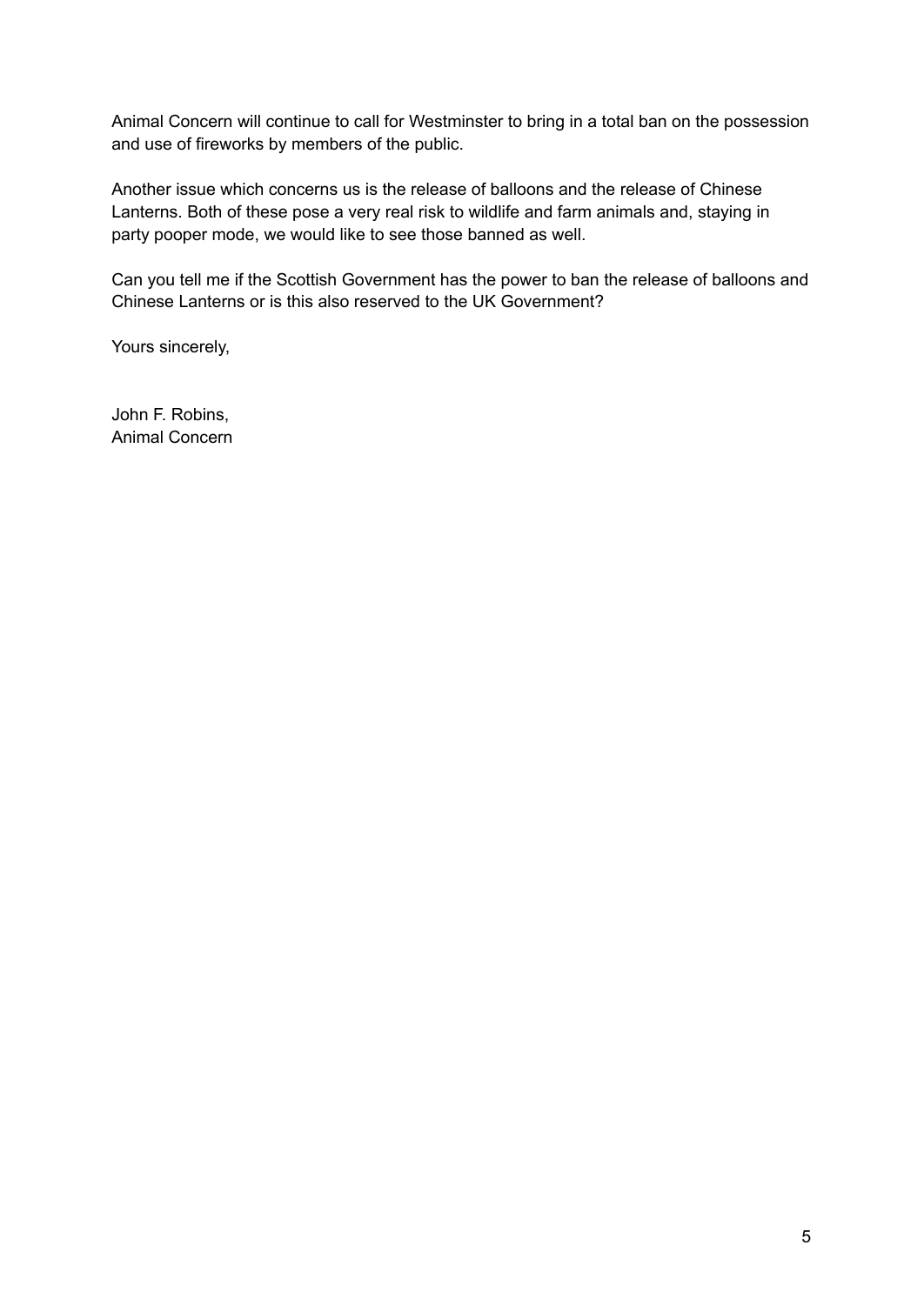Animal Concern will continue to call for Westminster to bring in a total ban on the possession and use of fireworks by members of the public.

Another issue which concerns us is the release of balloons and the release of Chinese Lanterns. Both of these pose a very real risk to wildlife and farm animals and, staying in party pooper mode, we would like to see those banned as well.

Can you tell me if the Scottish Government has the power to ban the release of balloons and Chinese Lanterns or is this also reserved to the UK Government?

Yours sincerely,

John F. Robins,
Animal Concern